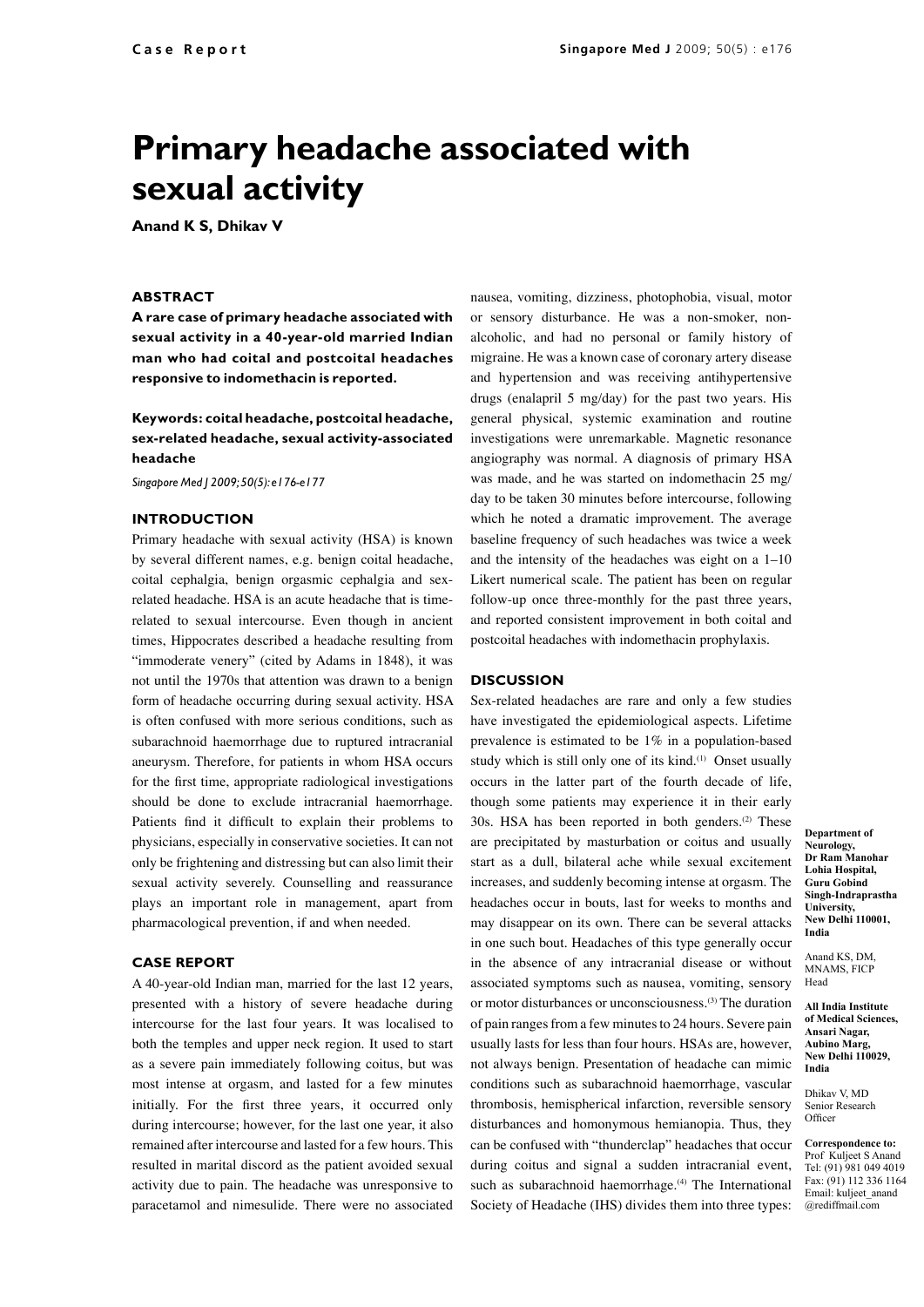# Primary headache associated with sexual activity

**Anand K S, Dhikav V**

## ABSTRACT

**A rare case of primary headache associated with sexual activity in a 40-year-old married Indian man who had coital and postcoital headaches responsive to indomethacin is reported.**

**Keywords: coital headache, postcoital headache, sex-related headache, sexual activity-associated headache**

*Singapore Med J 2009; 50(5): e176-e177*

## INTRODUCTION

Primary headache with sexual activity (HSA) is known by several different names, e.g. benign coital headache, coital cephalgia, benign orgasmic cephalgia and sex-related headache. HSA is an acute headache that is time-related to sexual intercourse. Even though in ancient times, Hippocrates described a headache resulting from "immoderate venery" (cited by Adams in 1848), it was not until the 1970s that attention was drawn to a benign form of headache occurring during sexual activity. HSA is often confused with more serious conditions, such as subarachnoid haemorrhage due to ruptured intracranial aneurysm. Therefore, for patients in whom HSA occurs for the first time, appropriate radiological investigations should be done to exclude intracranial haemorrhage. Patients find it difficult to explain their problems to physicians, especially in conservative societies. It can not only be frightening and distressing but can also limit their sexual activity severely. Counselling and reassurance plays an important role in management, apart from pharmacological prevention, if and when needed.

## CASE REPORT

A 40-year-old Indian man, married for the last 12 years, presented with a history of severe headache during intercourse for the last four years. It was localised to both the temples and upper neck region. It used to start as a severe pain immediately following coitus, but was most intense at orgasm, and lasted for a few minutes initially. For the first three years, it occurred only during intercourse; however, for the last one year, it also remained after intercourse and lasted for a few hours. This resulted in marital discord as the patient avoided sexual activity due to pain. The headache was unresponsive to paracetamol and nimesulide. There were no associated nausea, vomiting, dizziness, photophobia, visual, motor or sensory disturbance. He was a non-smoker, non-alcoholic, and had no personal or family history of migraine. He was a known case of coronary artery disease and hypertension and was receiving antihypertensive drugs (enalapril 5 mg/day) for the past two years. His general physical, systemic examination and routine investigations were unremarkable. Magnetic resonance angiography was normal. A diagnosis of primary HSA was made, and he was started on indomethacin 25 mg/day to be taken 30 minutes before intercourse, following which he noted a dramatic improvement. The average baseline frequency of such headaches was twice a week and the intensity of the headaches was eight on a 1–10 Likert numerical scale. The patient has been on regular follow-up once three-monthly for the past three years, and reported consistent improvement in both coital and postcoital headaches with indomethacin prophylaxis.

## DISCUSSION

Sex-related headaches are rare and only a few studies have investigated the epidemiological aspects. Lifetime prevalence is estimated to be 1% in a population-based study which is still only one of its kind.[1] Onset usually occurs in the latter part of the fourth decade of life, though some patients may experience it in their early 30s. HSA has been reported in both genders.[2] These are precipitated by masturbation or coitus and usually start as a dull, bilateral ache while sexual excitement increases, and suddenly becoming intense at orgasm. The headaches occur in bouts, last for weeks to months and may disappear on its own. There can be several attacks in one such bout. Headaches of this type generally occur in the absence of any intracranial disease or without associated symptoms such as nausea, vomiting, sensory or motor disturbances or unconsciousness.[3] The duration of pain ranges from a few minutes to 24 hours. Severe pain usually lasts for less than four hours. HSAs are, however, not always benign. Presentation of headache can mimic conditions such as subarachnoid haemorrhage, vascular thrombosis, hemispherical infarction, reversible sensory disturbances and homonymous hemianopia. Thus, they can be confused with "thunderclap" headaches that occur during coitus and signal a sudden intracranial event, such as subarachnoid haemorrhage.[4] The International Society of Headache (IHS) divides them into three types:

**Department of Neurology, Dr Ram Manohar Lohia Hospital, Guru Gobind Singh-Indraprastha University, New Delhi 110001, India**

Anand KS, DM, MNAMS, FICP
Head

**All India Institute of Medical Sciences, Ansari Nagar, Aubino Marg, New Delhi 110029, India**

Dhikav V, MD
Senior Research Officer

**Correspondence to:** Prof Kuljeet S Anand
Tel: (91) 981 049 4019
Fax: (91) 112 336 1164
Email: kuljeet_anand@rediffmail.com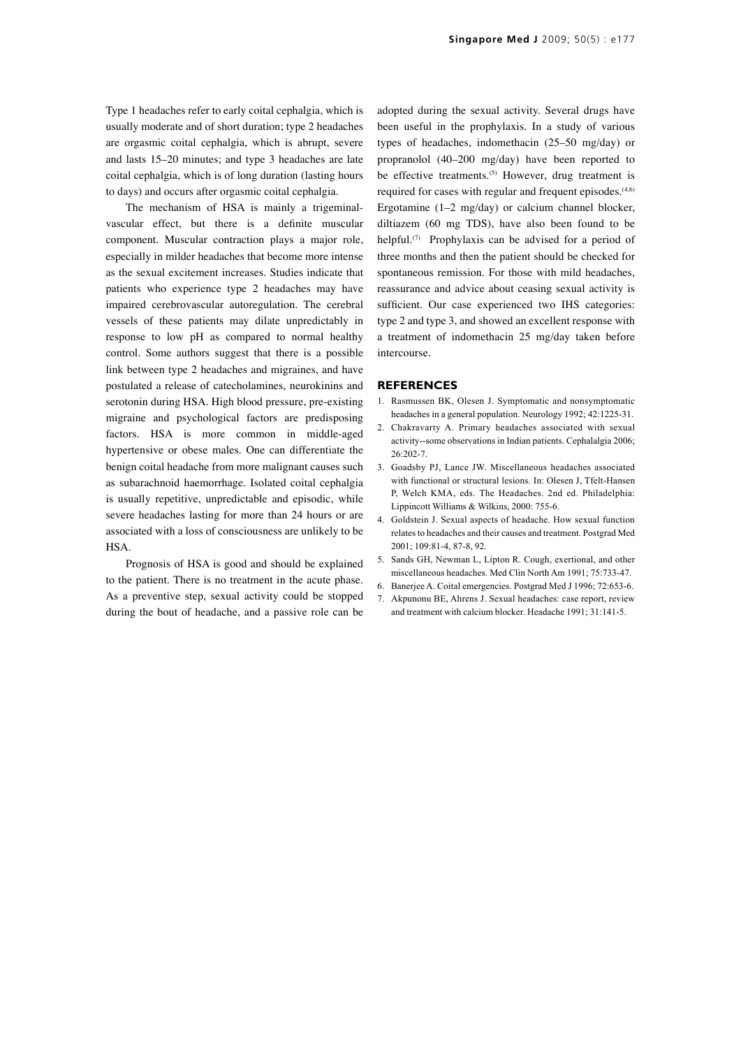Type 1 headaches refer to early coital cephalgia, which is usually moderate and of short duration; type 2 headaches are orgasmic coital cephalgia, which is abrupt, severe and lasts 15–20 minutes; and type 3 headaches are late coital cephalgia, which is of long duration (lasting hours to days) and occurs after orgasmic coital cephalgia.

The mechanism of HSA is mainly a trigeminal-vascular effect, but there is a definite muscular component. Muscular contraction plays a major role, especially in milder headaches that become more intense as the sexual excitement increases. Studies indicate that patients who experience type 2 headaches may have impaired cerebrovascular autoregulation. The cerebral vessels of these patients may dilate unpredictably in response to low pH as compared to normal healthy control. Some authors suggest that there is a possible link between type 2 headaches and migraines, and have postulated a release of catecholamines, neurokinins and serotonin during HSA. High blood pressure, pre-existing migraine and psychological factors are predisposing factors. HSA is more common in middle-aged hypertensive or obese males. One can differentiate the benign coital headache from more malignant causes such as subarachnoid haemorrhage. Isolated coital cephalgia is usually repetitive, unpredictable and episodic, while severe headaches lasting for more than 24 hours or are associated with a loss of consciousness are unlikely to be HSA.

Prognosis of HSA is good and should be explained to the patient. There is no treatment in the acute phase. As a preventive step, sexual activity could be stopped during the bout of headache, and a passive role can be adopted during the sexual activity. Several drugs have been useful in the prophylaxis. In a study of various types of headaches, indomethacin (25–50 mg/day) or propranolol (40–200 mg/day) have been reported to be effective treatments.[5] However, drug treatment is required for cases with regular and frequent episodes.[4,6] Ergotamine (1–2 mg/day) or calcium channel blocker, diltiazem (60 mg TDS), have also been found to be helpful.[7] Prophylaxis can be advised for a period of three months and then the patient should be checked for spontaneous remission. For those with mild headaches, reassurance and advice about ceasing sexual activity is sufficient. Our case experienced two IHS categories: type 2 and type 3, and showed an excellent response with a treatment of indomethacin 25 mg/day taken before intercourse.

## REFERENCES

1. Rasmussen BK, Olesen J. Symptomatic and nonsymptomatic headaches in a general population. Neurology 1992; 42:1225-31.
2. Chakravarty A. Primary headaches associated with sexual activity--some observations in Indian patients. Cephalalgia 2006; 26:202-7.
3. Goadsby PJ, Lance JW. Miscellaneous headaches associated with functional or structural lesions. In: Olesen J, Tfelt-Hansen P, Welch KMA, eds. The Headaches. 2nd ed. Philadelphia: Lippincott Williams & Wilkins, 2000: 755-6.
4. Goldstein J. Sexual aspects of headache. How sexual function relates to headaches and their causes and treatment. Postgrad Med 2001; 109:81-4, 87-8, 92.
5. Sands GH, Newman L, Lipton R. Cough, exertional, and other miscellaneous headaches. Med Clin North Am 1991; 75:733-47.
6. Banerjee A. Coital emergencies. Postgrad Med J 1996; 72:653-6.
7. Akpunonu BE, Ahrens J. Sexual headaches: case report, review and treatment with calcium blocker. Headache 1991; 31:141-5.